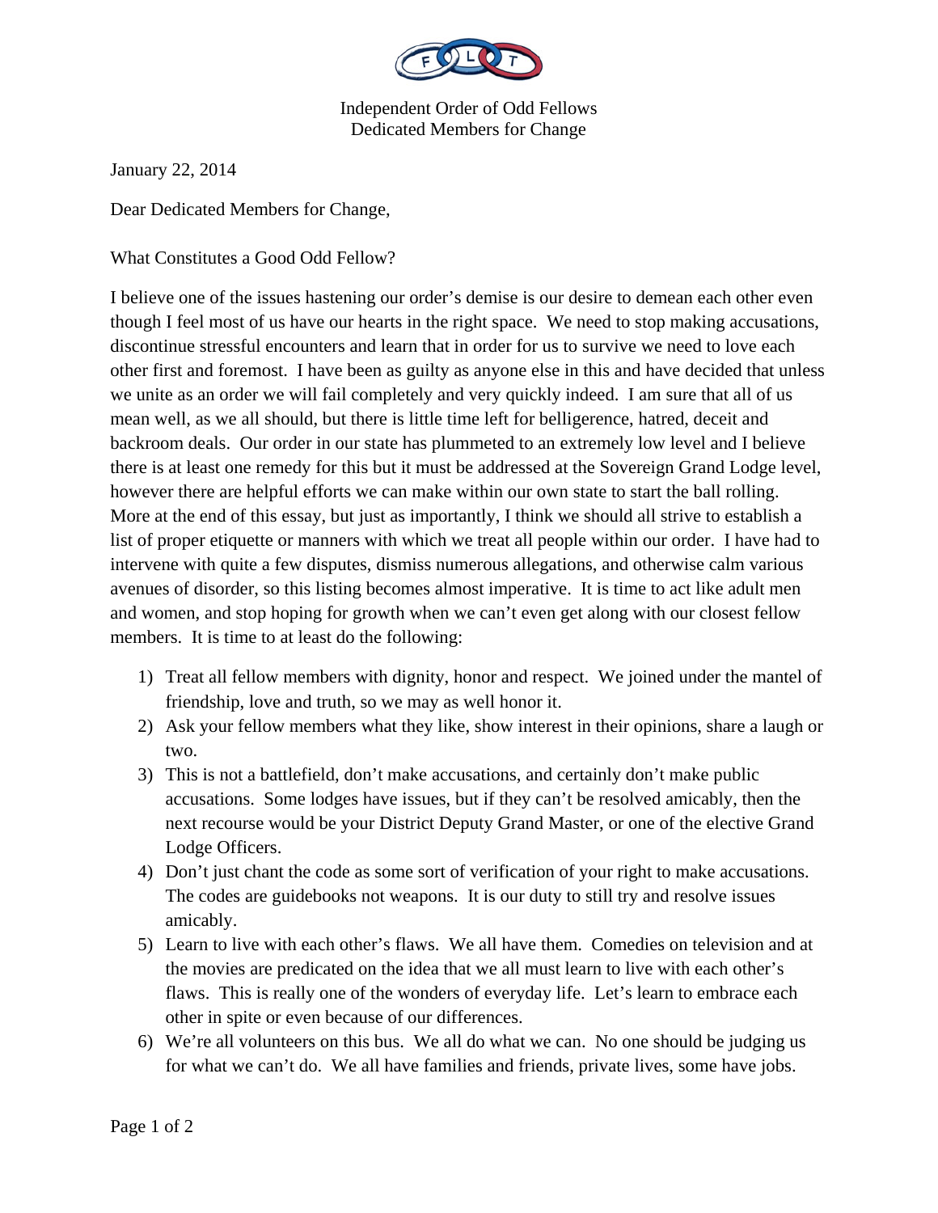Independent Order of Odd Fellows
Dedicated Members for Change

January 22, 2014

Dear Dedicated Members for Change,

What Constitutes a Good Odd Fellow?

I believe one of the issues hastening our order's demise is our desire to demean each other even though I feel most of us have our hearts in the right space. We need to stop making accusations, discontinue stressful encounters and learn that in order for us to survive we need to love each other first and foremost. I have been as guilty as anyone else in this and have decided that unless we unite as an order we will fail completely and very quickly indeed. I am sure that all of us mean well, as we all should, but there is little time left for belligerence, hatred, deceit and backroom deals. Our order in our state has plummeted to an extremely low level and I believe there is at least one remedy for this but it must be addressed at the Sovereign Grand Lodge level, however there are helpful efforts we can make within our own state to start the ball rolling. More at the end of this essay, but just as importantly, I think we should all strive to establish a list of proper etiquette or manners with which we treat all people within our order. I have had to intervene with quite a few disputes, dismiss numerous allegations, and otherwise calm various avenues of disorder, so this listing becomes almost imperative. It is time to act like adult men and women, and stop hoping for growth when we can't even get along with our closest fellow members. It is time to at least do the following:

1) Treat all fellow members with dignity, honor and respect. We joined under the mantel of friendship, love and truth, so we may as well honor it.
2) Ask your fellow members what they like, show interest in their opinions, share a laugh or two.
3) This is not a battlefield, don't make accusations, and certainly don't make public accusations. Some lodges have issues, but if they can't be resolved amicably, then the next recourse would be your District Deputy Grand Master, or one of the elective Grand Lodge Officers.
4) Don't just chant the code as some sort of verification of your right to make accusations. The codes are guidebooks not weapons. It is our duty to still try and resolve issues amicably.
5) Learn to live with each other's flaws. We all have them. Comedies on television and at the movies are predicated on the idea that we all must learn to live with each other's flaws. This is really one of the wonders of everyday life. Let's learn to embrace each other in spite or even because of our differences.
6) We're all volunteers on this bus. We all do what we can. No one should be judging us for what we can't do. We all have families and friends, private lives, some have jobs.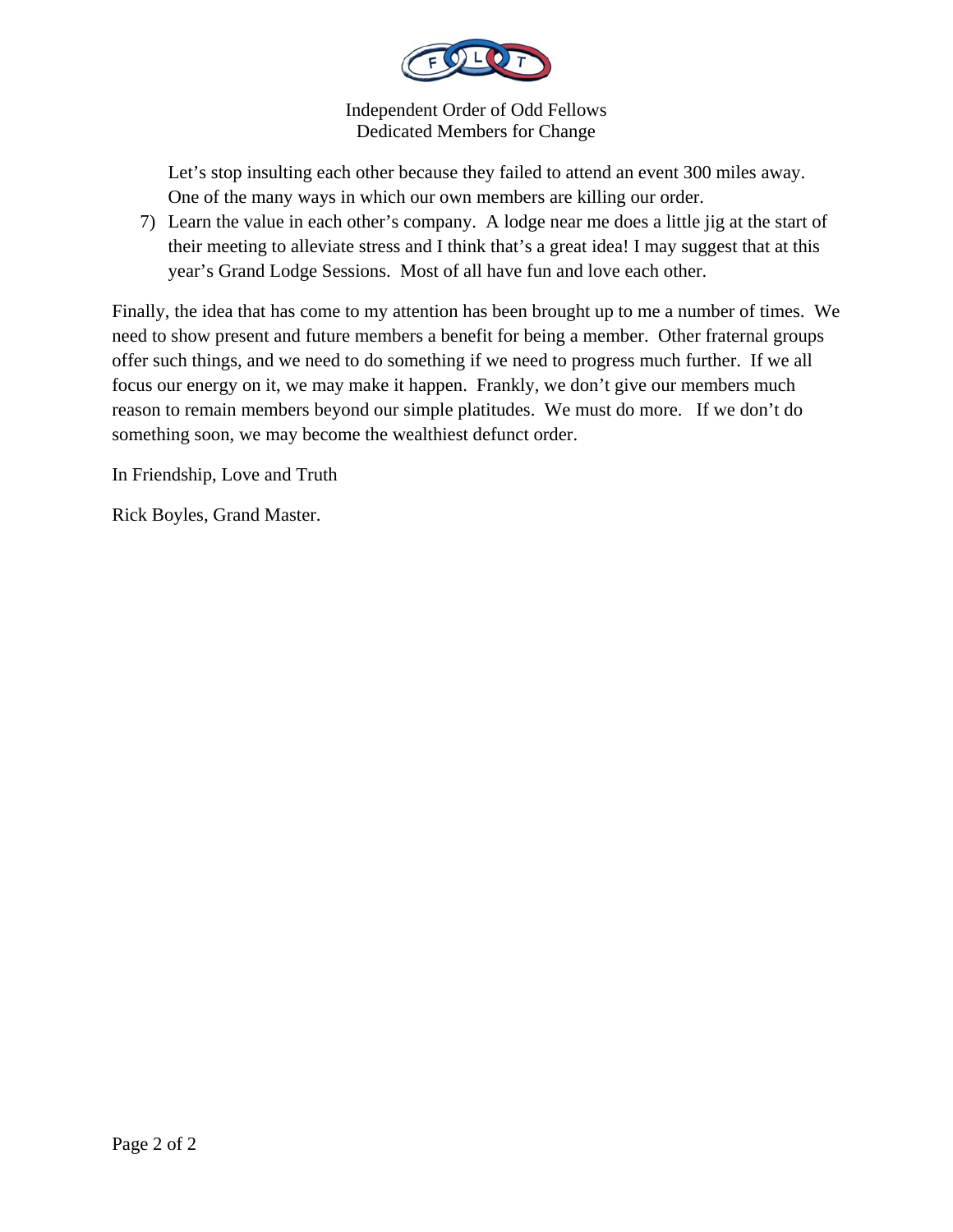Independent Order of Odd Fellows
Dedicated Members for Change

Let's stop insulting each other because they failed to attend an event 300 miles away. One of the many ways in which our own members are killing our order.

7) Learn the value in each other's company. A lodge near me does a little jig at the start of their meeting to alleviate stress and I think that's a great idea! I may suggest that at this year's Grand Lodge Sessions. Most of all have fun and love each other.

Finally, the idea that has come to my attention has been brought up to me a number of times. We need to show present and future members a benefit for being a member. Other fraternal groups offer such things, and we need to do something if we need to progress much further. If we all focus our energy on it, we may make it happen. Frankly, we don't give our members much reason to remain members beyond our simple platitudes. We must do more. If we don't do something soon, we may become the wealthiest defunct order.

In Friendship, Love and Truth

Rick Boyles, Grand Master.